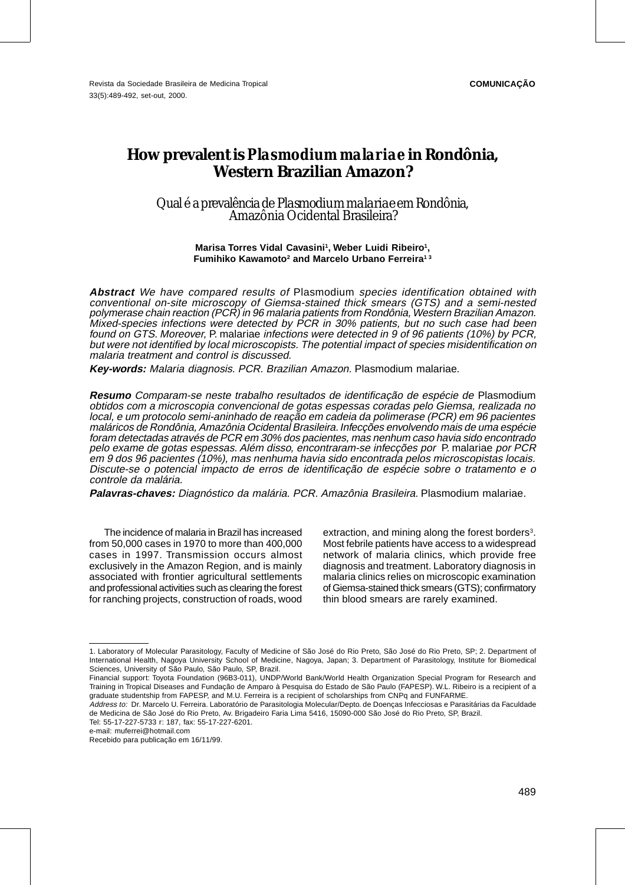COMUNICAÇÃO

# How prevalent is *Plasmodium malariae* in Rondônia, Western Brazilian Amazon?

## Qual é a prevalência de *Plasmodium malariae* em Rondônia, Amazônia Ocidental Brasileira?

**Marisa Torres Vidal Cavasini[1], Weber Luidi Ribeiro[1], Fumihiko Kawamoto[2] and Marcelo Urbano Ferreira[1 3]**

***Abstract*** *We have compared results of* Plasmodium *species identification obtained with conventional on-site microscopy of Giemsa-stained thick smears (GTS) and a semi-nested polymerase chain reaction (PCR) in 96 malaria patients from Rondônia, Western Brazilian Amazon. Mixed-species infections were detected by PCR in 30% patients, but no such case had been found on GTS. Moreover,* P. malariae *infections were detected in 9 of 96 patients (10%) by PCR, but were not identified by local microscopists. The potential impact of species misidentification on malaria treatment and control is discussed.*

***Key-words:*** *Malaria diagnosis. PCR. Brazilian Amazon.* Plasmodium malariae.

***Resumo*** *Comparam-se neste trabalho resultados de identificação de espécie de* Plasmodium *obtidos com a microscopia convencional de gotas espessas coradas pelo Giemsa, realizada no local, e um protocolo semi-aninhado de reação em cadeia da polimerase (PCR) em 96 pacientes maláricos de Rondônia, Amazônia Ocidental Brasileira. Infecções envolvendo mais de uma espécie foram detectadas através de PCR em 30% dos pacientes, mas nenhum caso havia sido encontrado pelo exame de gotas espessas. Além disso, encontraram-se infecções por* P. malariae *por PCR em 9 dos 96 pacientes (10%), mas nenhuma havia sido encontrada pelos microscopistas locais. Discute-se o potencial impacto de erros de identificação de espécie sobre o tratamento e o controle da malária.*

***Palavras-chaves:*** *Diagnóstico da malária. PCR. Amazônia Brasileira.* Plasmodium malariae.

The incidence of malaria in Brazil has increased from 50,000 cases in 1970 to more than 400,000 cases in 1997. Transmission occurs almost exclusively in the Amazon Region, and is mainly associated with frontier agricultural settlements and professional activities such as clearing the forest for ranching projects, construction of roads, wood extraction, and mining along the forest borders[3]. Most febrile patients have access to a widespread network of malaria clinics, which provide free diagnosis and treatment. Laboratory diagnosis in malaria clinics relies on microscopic examination of Giemsa-stained thick smears (GTS); confirmatory thin blood smears are rarely examined.

---

1. Laboratory of Molecular Parasitology, Faculty of Medicine of São José do Rio Preto, São José do Rio Preto, SP; 2. Department of International Health, Nagoya University School of Medicine, Nagoya, Japan; 3. Department of Parasitology, Institute for Biomedical Sciences, University of São Paulo, São Paulo, SP, Brazil.

Financial support: Toyota Foundation (96B3-011), UNDP/World Bank/World Health Organization Special Program for Research and Training in Tropical Diseases and Fundação de Amparo à Pesquisa do Estado de São Paulo (FAPESP). W.L. Ribeiro is a recipient of a graduate studentship from FAPESP, and M.U. Ferreira is a recipient of scholarships from CNPq and FUNFARME.

*Address to:* Dr. Marcelo U. Ferreira. Laboratório de Parasitologia Molecular/Depto. de Doenças Infecciosas e Parasitárias da Faculdade de Medicina de São José do Rio Preto, Av. Brigadeiro Faria Lima 5416, 15090-000 São José do Rio Preto, SP, Brazil.

Tel: 55-17-227-5733 r: 187, fax: 55-17-227-6201.

e-mail: muferrei@hotmail.com

Recebido para publicação em 16/11/99.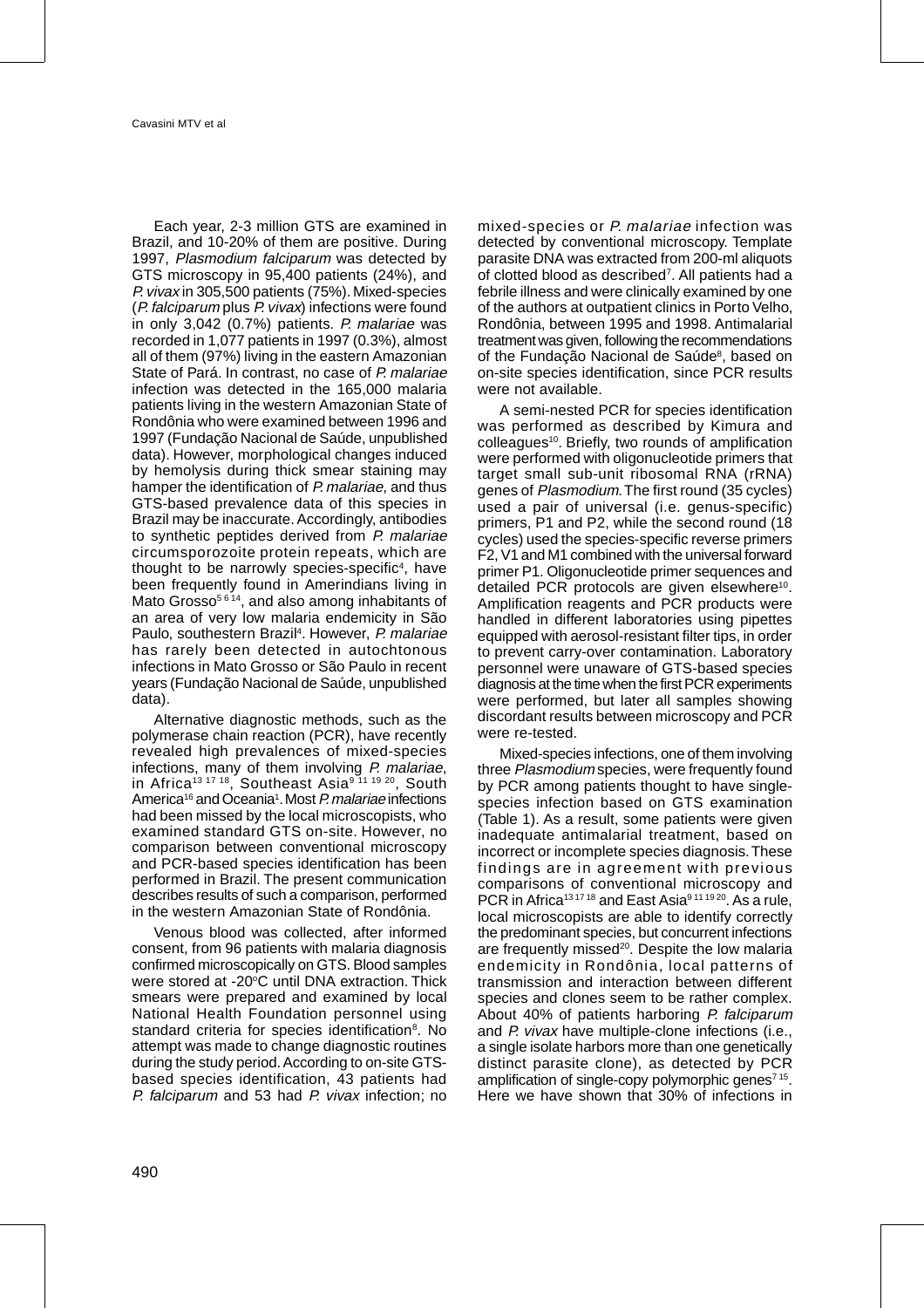Each year, 2-3 million GTS are examined in Brazil, and 10-20% of them are positive. During 1997, *Plasmodium falciparum* was detected by GTS microscopy in 95,400 patients (24%), and *P. vivax* in 305,500 patients (75%). Mixed-species (*P. falciparum* plus *P. vivax*) infections were found in only 3,042 (0.7%) patients. *P. malariae* was recorded in 1,077 patients in 1997 (0.3%), almost all of them (97%) living in the eastern Amazonian State of Pará. In contrast, no case of *P. malariae* infection was detected in the 165,000 malaria patients living in the western Amazonian State of Rondônia who were examined between 1996 and 1997 (Fundação Nacional de Saúde, unpublished data). However, morphological changes induced by hemolysis during thick smear staining may hamper the identification of *P. malariae*, and thus GTS-based prevalence data of this species in Brazil may be inaccurate. Accordingly, antibodies to synthetic peptides derived from *P. malariae* circumsporozoite protein repeats, which are thought to be narrowly species-specific[4], have been frequently found in Amerindians living in Mato Grosso[5 6 14], and also among inhabitants of an area of very low malaria endemicity in São Paulo, southestern Brazil[4]. However, *P. malariae* has rarely been detected in autochtonous infections in Mato Grosso or São Paulo in recent years (Fundação Nacional de Saúde, unpublished data).

Alternative diagnostic methods, such as the polymerase chain reaction (PCR), have recently revealed high prevalences of mixed-species infections, many of them involving *P. malariae*, in Africa[13 17 18], Southeast Asia[9 11 19 20], South America[16] and Oceania[1]. Most *P. malariae* infections had been missed by the local microscopists, who examined standard GTS on-site. However, no comparison between conventional microscopy and PCR-based species identification has been performed in Brazil. The present communication describes results of such a comparison, performed in the western Amazonian State of Rondônia.

Venous blood was collected, after informed consent, from 96 patients with malaria diagnosis confirmed microscopically on GTS. Blood samples were stored at -20°C until DNA extraction. Thick smears were prepared and examined by local National Health Foundation personnel using standard criteria for species identification[8]. No attempt was made to change diagnostic routines during the study period. According to on-site GTS-based species identification, 43 patients had *P. falciparum* and 53 had *P. vivax* infection; no mixed-species or *P. malariae* infection was detected by conventional microscopy. Template parasite DNA was extracted from 200-ml aliquots of clotted blood as described[7]. All patients had a febrile illness and were clinically examined by one of the authors at outpatient clinics in Porto Velho, Rondônia, between 1995 and 1998. Antimalarial treatment was given, following the recommendations of the Fundação Nacional de Saúde[8], based on on-site species identification, since PCR results were not available.

A semi-nested PCR for species identification was performed as described by Kimura and colleagues[10]. Briefly, two rounds of amplification were performed with oligonucleotide primers that target small sub-unit ribosomal RNA (rRNA) genes of *Plasmodium*. The first round (35 cycles) used a pair of universal (i.e. genus-specific) primers, P1 and P2, while the second round (18 cycles) used the species-specific reverse primers F2, V1 and M1 combined with the universal forward primer P1. Oligonucleotide primer sequences and detailed PCR protocols are given elsewhere[10]. Amplification reagents and PCR products were handled in different laboratories using pipettes equipped with aerosol-resistant filter tips, in order to prevent carry-over contamination. Laboratory personnel were unaware of GTS-based species diagnosis at the time when the first PCR experiments were performed, but later all samples showing discordant results between microscopy and PCR were re-tested.

Mixed-species infections, one of them involving three *Plasmodium* species, were frequently found by PCR among patients thought to have single-species infection based on GTS examination (Table 1). As a result, some patients were given inadequate antimalarial treatment, based on incorrect or incomplete species diagnosis. These findings are in agreement with previous comparisons of conventional microscopy and PCR in Africa[13 17 18] and East Asia[9 11 19 20]. As a rule, local microscopists are able to identify correctly the predominant species, but concurrent infections are frequently missed[20]. Despite the low malaria endemicity in Rondônia, local patterns of transmission and interaction between different species and clones seem to be rather complex. About 40% of patients harboring *P. falciparum* and *P. vivax* have multiple-clone infections (i.e., a single isolate harbors more than one genetically distinct parasite clone), as detected by PCR amplification of single-copy polymorphic genes[7 15]. Here we have shown that 30% of infections in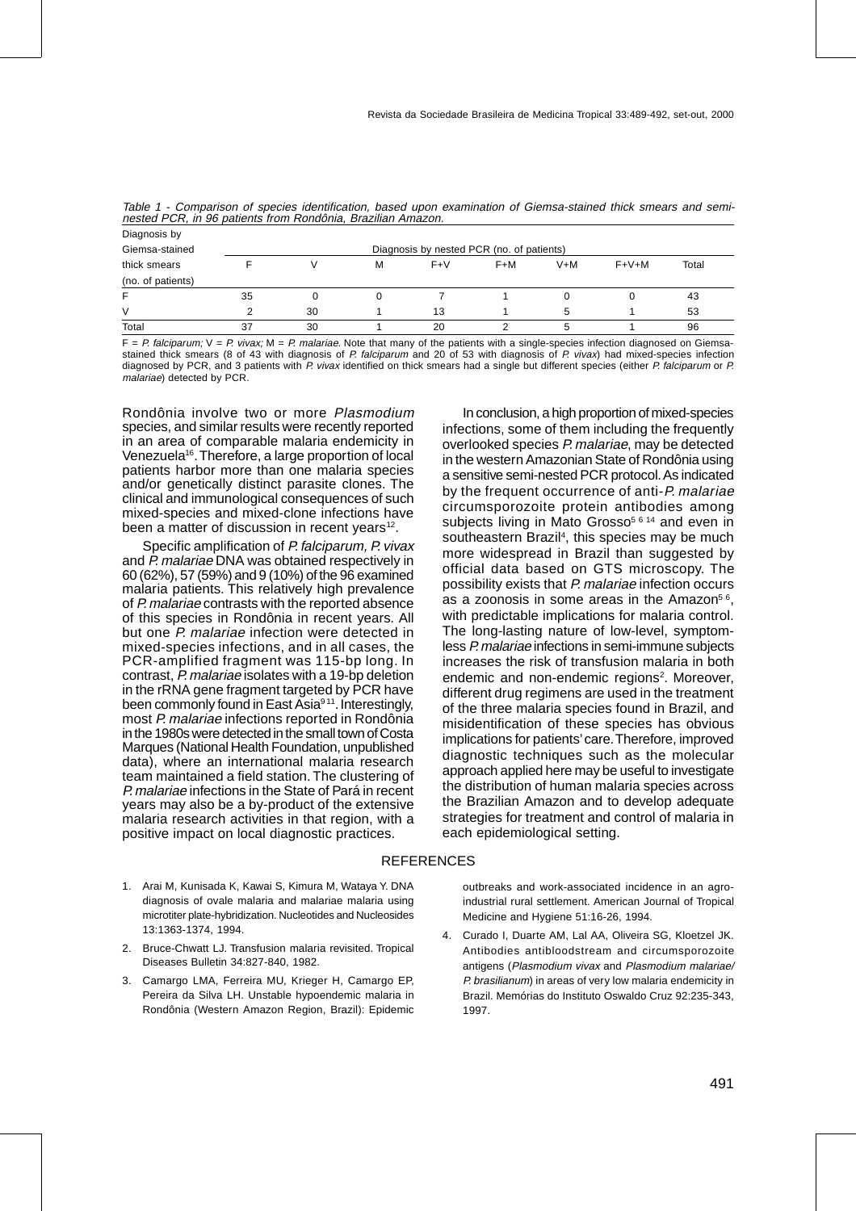*Table 1 - Comparison of species identification, based upon examination of Giemsa-stained thick smears and semi-nested PCR, in 96 patients from Rondônia, Brazilian Amazon.*

| Diagnosis by Giemsa-stained thick smears (no. of patients) | Diagnosis by nested PCR (no. of patients) | | | | | | | |
|---|---|---|---|---|---|---|---|---|
| | F | V | M | F+V | F+M | V+M | F+V+M | Total |
| F | 35 | 0 | 0 | 7 | 1 | 0 | 0 | 43 |
| V | 2 | 30 | 1 | 13 | 1 | 5 | 1 | 53 |
| Total | 37 | 30 | 1 | 20 | 2 | 5 | 1 | 96 |

F = *P. falciparum;* V = *P. vivax;* M = *P. malariae.* Note that many of the patients with a single-species infection diagnosed on Giemsa-stained thick smears (8 of 43 with diagnosis of *P. falciparum* and 20 of 53 with diagnosis of *P. vivax*) had mixed-species infection diagnosed by PCR, and 3 patients with *P. vivax* identified on thick smears had a single but different species (either *P. falciparum* or *P. malariae*) detected by PCR.

Rondônia involve two or more *Plasmodium* species, and similar results were recently reported in an area of comparable malaria endemicity in Venezuela[16]. Therefore, a large proportion of local patients harbor more than one malaria species and/or genetically distinct parasite clones. The clinical and immunological consequences of such mixed-species and mixed-clone infections have been a matter of discussion in recent years[12].

Specific amplification of *P. falciparum, P. vivax* and *P. malariae* DNA was obtained respectively in 60 (62%), 57 (59%) and 9 (10%) of the 96 examined malaria patients. This relatively high prevalence of *P. malariae* contrasts with the reported absence of this species in Rondônia in recent years. All but one *P. malariae* infection were detected in mixed-species infections, and in all cases, the PCR-amplified fragment was 115-bp long. In contrast, *P. malariae* isolates with a 19-bp deletion in the rRNA gene fragment targeted by PCR have been commonly found in East Asia[9 11]. Interestingly, most *P. malariae* infections reported in Rondônia in the 1980s were detected in the small town of Costa Marques (National Health Foundation, unpublished data), where an international malaria research team maintained a field station. The clustering of *P. malariae* infections in the State of Pará in recent years may also be a by-product of the extensive malaria research activities in that region, with a positive impact on local diagnostic practices.

In conclusion, a high proportion of mixed-species infections, some of them including the frequently overlooked species *P. malariae*, may be detected in the western Amazonian State of Rondônia using a sensitive semi-nested PCR protocol. As indicated by the frequent occurrence of anti-*P. malariae* circumsporozoite protein antibodies among subjects living in Mato Grosso[5 6 14] and even in southeastern Brazil[4], this species may be much more widespread in Brazil than suggested by official data based on GTS microscopy. The possibility exists that *P. malariae* infection occurs as a zoonosis in some areas in the Amazon[5 6], with predictable implications for malaria control. The long-lasting nature of low-level, symptomless *P. malariae* infections in semi-immune subjects increases the risk of transfusion malaria in both endemic and non-endemic regions[2]. Moreover, different drug regimens are used in the treatment of the three malaria species found in Brazil, and misidentification of these species has obvious implications for patients' care. Therefore, improved diagnostic techniques such as the molecular approach applied here may be useful to investigate the distribution of human malaria species across the Brazilian Amazon and to develop adequate strategies for treatment and control of malaria in each epidemiological setting.

## REFERENCES

1. Arai M, Kunisada K, Kawai S, Kimura M, Wataya Y. DNA diagnosis of ovale malaria and malariae malaria using microtiter plate-hybridization. Nucleotides and Nucleosides 13:1363-1374, 1994.
2. Bruce-Chwatt LJ. Transfusion malaria revisited. Tropical Diseases Bulletin 34:827-840, 1982.
3. Camargo LMA, Ferreira MU, Krieger H, Camargo EP, Pereira da Silva LH. Unstable hypoendemic malaria in Rondônia (Western Amazon Region, Brazil): Epidemic outbreaks and work-associated incidence in an agro-industrial rural settlement. American Journal of Tropical Medicine and Hygiene 51:16-26, 1994.
4. Curado I, Duarte AM, Lal AA, Oliveira SG, Kloetzel JK. Antibodies antibloodstream and circumsporozoite antigens (*Plasmodium vivax* and *Plasmodium malariae/ P. brasilianum*) in areas of very low malaria endemicity in Brazil. Memórias do Instituto Oswaldo Cruz 92:235-343, 1997.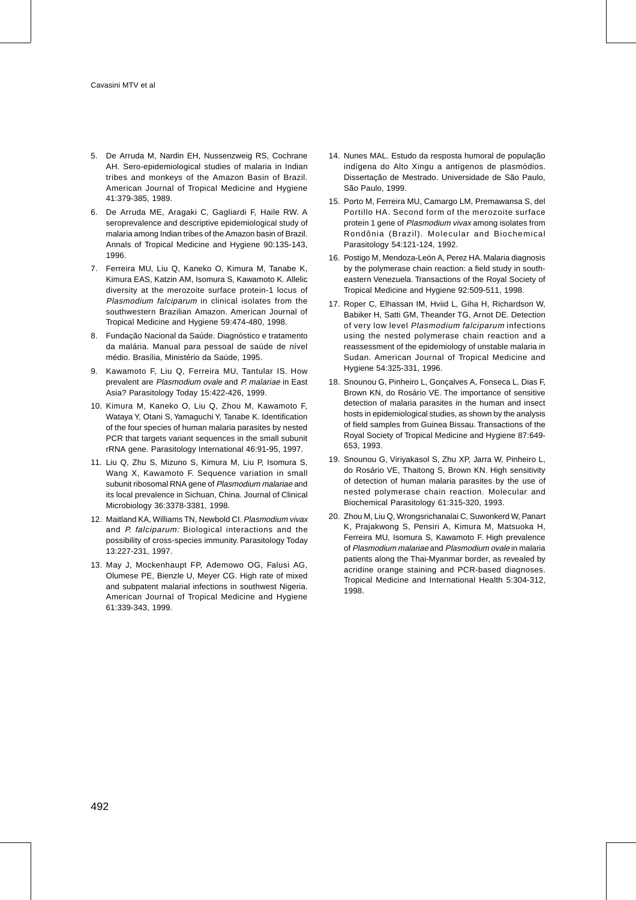5. De Arruda M, Nardin EH, Nussenzweig RS, Cochrane AH. Sero-epidemiological studies of malaria in Indian tribes and monkeys of the Amazon Basin of Brazil. American Journal of Tropical Medicine and Hygiene 41:379-385, 1989.
6. De Arruda ME, Aragaki C, Gagliardi F, Haile RW. A seroprevalence and descriptive epidemiological study of malaria among Indian tribes of the Amazon basin of Brazil. Annals of Tropical Medicine and Hygiene 90:135-143, 1996.
7. Ferreira MU, Liu Q, Kaneko O, Kimura M, Tanabe K, Kimura EAS, Katzin AM, Isomura S, Kawamoto K. Allelic diversity at the merozoite surface protein-1 locus of *Plasmodium falciparum* in clinical isolates from the southwestern Brazilian Amazon. American Journal of Tropical Medicine and Hygiene 59:474-480, 1998.
8. Fundação Nacional da Saúde. Diagnóstico e tratamento da malária. Manual para pessoal de saúde de nível médio. Brasília, Ministério da Saúde, 1995.
9. Kawamoto F, Liu Q, Ferreira MU, Tantular IS. How prevalent are *Plasmodium ovale* and *P. malariae* in East Asia? Parasitology Today 15:422-426, 1999.
10. Kimura M, Kaneko O, Liu Q, Zhou M, Kawamoto F, Wataya Y, Otani S, Yamaguchi Y, Tanabe K. Identification of the four species of human malaria parasites by nested PCR that targets variant sequences in the small subunit rRNA gene. Parasitology International 46:91-95, 1997.
11. Liu Q, Zhu S, Mizuno S, Kimura M, Liu P, Isomura S, Wang X, Kawamoto F. Sequence variation in small subunit ribosomal RNA gene of *Plasmodium malariae* and its local prevalence in Sichuan, China. Journal of Clinical Microbiology 36:3378-3381, 1998.
12. Maitland KA, Williams TN, Newbold CI. *Plasmodium vivax* and *P. falciparum:* Biological interactions and the possibility of cross-species immunity. Parasitology Today 13:227-231, 1997.
13. May J, Mockenhaupt FP, Ademowo OG, Falusi AG, Olumese PE, Bienzle U, Meyer CG. High rate of mixed and subpatent malarial infections in southwest Nigeria. American Journal of Tropical Medicine and Hygiene 61:339-343, 1999.
14. Nunes MAL. Estudo da resposta humoral de população indígena do Alto Xingu a antígenos de plasmódios. Dissertação de Mestrado. Universidade de São Paulo, São Paulo, 1999.
15. Porto M, Ferreira MU, Camargo LM, Premawansa S, del Portillo HA. Second form of the merozoite surface protein 1 gene of *Plasmodium vivax* among isolates from Rondônia (Brazil). Molecular and Biochemical Parasitology 54:121-124, 1992.
16. Postigo M, Mendoza-León A, Perez HA. Malaria diagnosis by the polymerase chain reaction: a field study in south-eastern Venezuela. Transactions of the Royal Society of Tropical Medicine and Hygiene 92:509-511, 1998.
17. Roper C, Elhassan IM, Hviid L, Giha H, Richardson W, Babiker H, Satti GM, Theander TG, Arnot DE. Detection of very low level *Plasmodium falciparum* infections using the nested polymerase chain reaction and a reassessment of the epidemiology of unstable malaria in Sudan. American Journal of Tropical Medicine and Hygiene 54:325-331, 1996.
18. Snounou G, Pinheiro L, Gonçalves A, Fonseca L, Dias F, Brown KN, do Rosário VE. The importance of sensitive detection of malaria parasites in the human and insect hosts in epidemiological studies, as shown by the analysis of field samples from Guinea Bissau. Transactions of the Royal Society of Tropical Medicine and Hygiene 87:649-653, 1993.
19. Snounou G, Viriyakasol S, Zhu XP, Jarra W, Pinheiro L, do Rosário VE, Thaitong S, Brown KN. High sensitivity of detection of human malaria parasites by the use of nested polymerase chain reaction. Molecular and Biochemical Parasitology 61:315-320, 1993.
20. Zhou M, Liu Q, Wrongsrichanalai C, Suwonkerd W, Panart K, Prajakwong S, Pensiri A, Kimura M, Matsuoka H, Ferreira MU, Isomura S, Kawamoto F. High prevalence of *Plasmodium malariae* and *Plasmodium ovale* in malaria patients along the Thai-Myanmar border, as revealed by acridine orange staining and PCR-based diagnoses. Tropical Medicine and International Health 5:304-312, 1998.